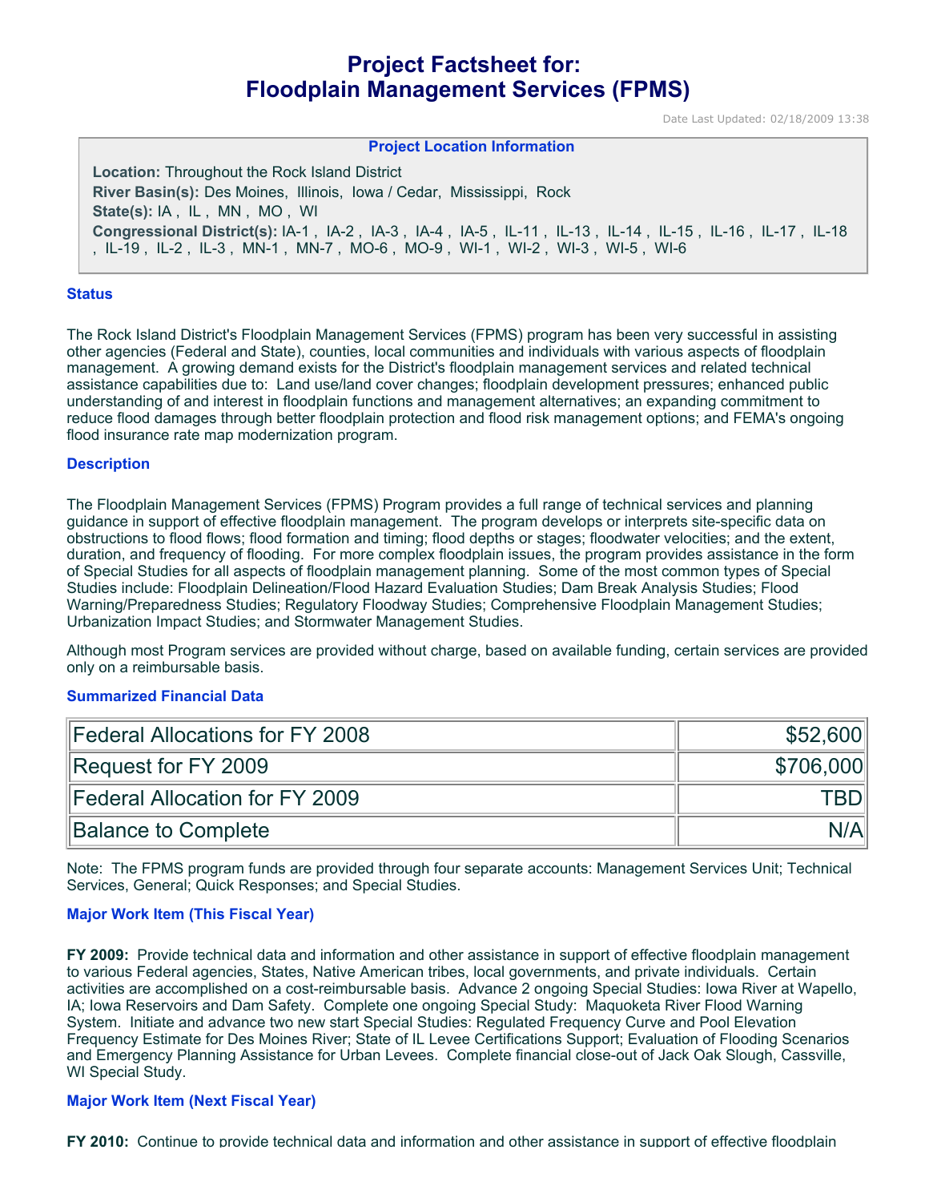# Project Factsheet for: Floodplain Management Services (FPMS)

Date Last Updated: 02/18/2009 13:38

**Project Location Information**

**Location:** Throughout the Rock Island District
**River Basin(s):** Des Moines, Illinois, Iowa / Cedar, Mississippi, Rock
**State(s):** IA , IL , MN , MO , WI
**Congressional District(s):** IA-1 , IA-2 , IA-3 , IA-4 , IA-5 , IL-11 , IL-13 , IL-14 , IL-15 , IL-16 , IL-17 , IL-18 , IL-19 , IL-2 , IL-3 , MN-1 , MN-7 , MO-6 , MO-9 , WI-1 , WI-2 , WI-3 , WI-5 , WI-6

### Status

The Rock Island District's Floodplain Management Services (FPMS) program has been very successful in assisting other agencies (Federal and State), counties, local communities and individuals with various aspects of floodplain management. A growing demand exists for the District's floodplain management services and related technical assistance capabilities due to: Land use/land cover changes; floodplain development pressures; enhanced public understanding of and interest in floodplain functions and management alternatives; an expanding commitment to reduce flood damages through better floodplain protection and flood risk management options; and FEMA's ongoing flood insurance rate map modernization program.

### Description

The Floodplain Management Services (FPMS) Program provides a full range of technical services and planning guidance in support of effective floodplain management. The program develops or interprets site-specific data on obstructions to flood flows; flood formation and timing; flood depths or stages; floodwater velocities; and the extent, duration, and frequency of flooding. For more complex floodplain issues, the program provides assistance in the form of Special Studies for all aspects of floodplain management planning. Some of the most common types of Special Studies include: Floodplain Delineation/Flood Hazard Evaluation Studies; Dam Break Analysis Studies; Flood Warning/Preparedness Studies; Regulatory Floodway Studies; Comprehensive Floodplain Management Studies; Urbanization Impact Studies; and Stormwater Management Studies.

Although most Program services are provided without charge, based on available funding, certain services are provided only on a reimbursable basis.

### Summarized Financial Data

| | |
|---|---:|
| Federal Allocations for FY 2008 | $52,600 |
| Request for FY 2009 | $706,000 |
| Federal Allocation for FY 2009 | TBD |
| Balance to Complete | N/A |

Note: The FPMS program funds are provided through four separate accounts: Management Services Unit; Technical Services, General; Quick Responses; and Special Studies.

### Major Work Item (This Fiscal Year)

**FY 2009:** Provide technical data and information and other assistance in support of effective floodplain management to various Federal agencies, States, Native American tribes, local governments, and private individuals. Certain activities are accomplished on a cost-reimbursable basis. Advance 2 ongoing Special Studies: Iowa River at Wapello, IA; Iowa Reservoirs and Dam Safety. Complete one ongoing Special Study: Maquoketa River Flood Warning System. Initiate and advance two new start Special Studies: Regulated Frequency Curve and Pool Elevation Frequency Estimate for Des Moines River; State of IL Levee Certifications Support; Evaluation of Flooding Scenarios and Emergency Planning Assistance for Urban Levees. Complete financial close-out of Jack Oak Slough, Cassville, WI Special Study.

### Major Work Item (Next Fiscal Year)

**FY 2010:** Continue to provide technical data and information and other assistance in support of effective floodplain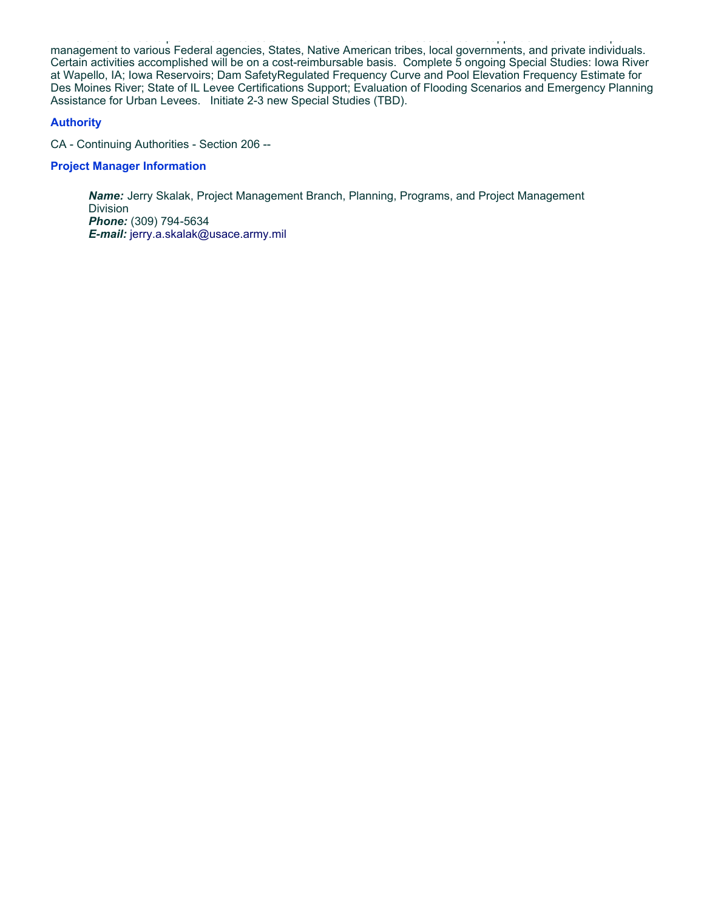management to various Federal agencies, States, Native American tribes, local governments, and private individuals. Certain activities accomplished will be on a cost-reimbursable basis. Complete 5 ongoing Special Studies: Iowa River at Wapello, IA; Iowa Reservoirs; Dam SafetyRegulated Frequency Curve and Pool Elevation Frequency Estimate for Des Moines River; State of IL Levee Certifications Support; Evaluation of Flooding Scenarios and Emergency Planning Assistance for Urban Levees. Initiate 2-3 new Special Studies (TBD).

### Authority

CA - Continuing Authorities - Section 206 --

### Project Manager Information

***Name:*** Jerry Skalak, Project Management Branch, Planning, Programs, and Project Management Division
***Phone:*** (309) 794-5634
***E-mail:*** jerry.a.skalak@usace.army.mil